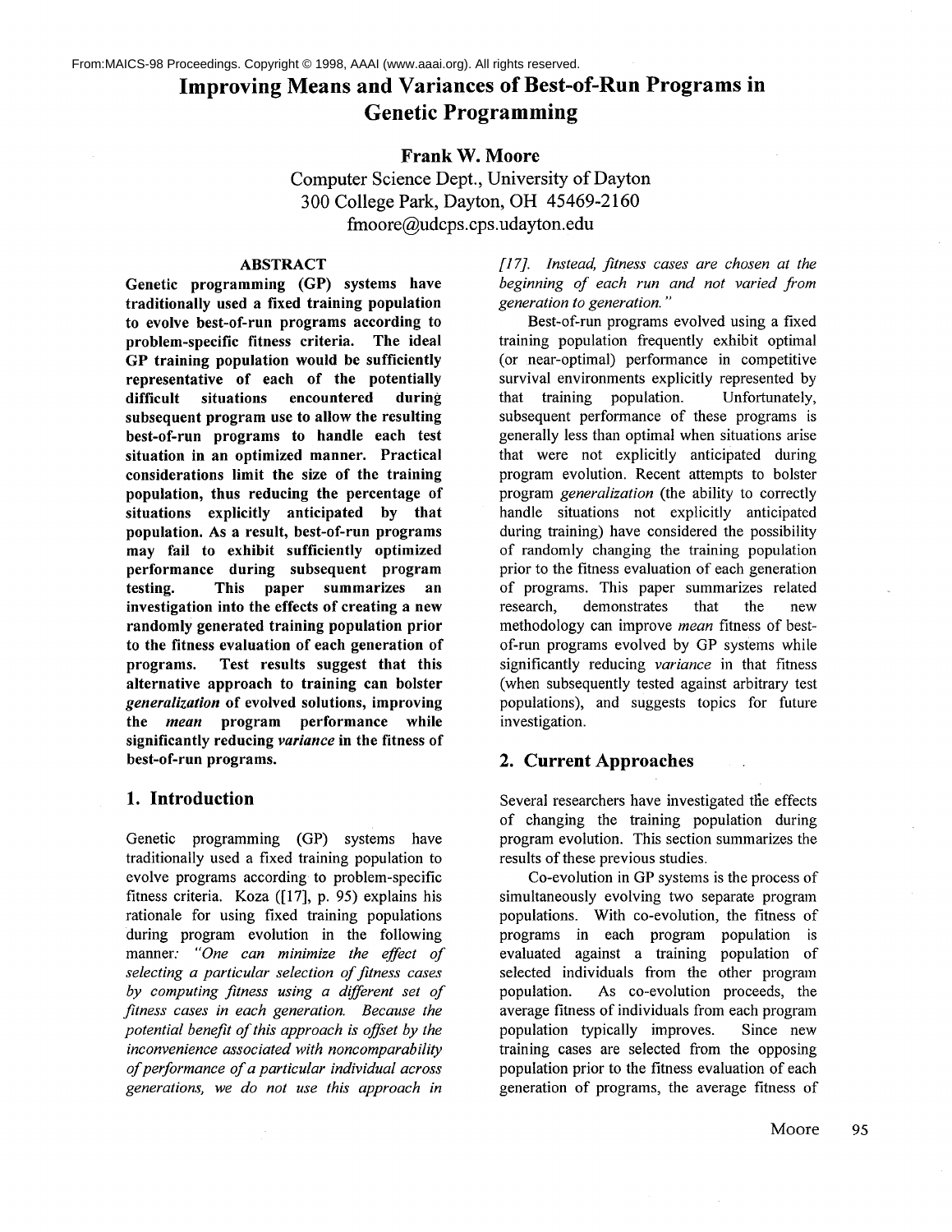From:MAICS-98 Proceedings. Copyright © 1998, AAAI (www.aaai.org). All rights reserved.

# Improving Means and Variances of Best-of-Run Programs in Genetic Programming

**Frank W. Moore**

Computer Science Dept., University of Dayton
300 College Park, Dayton, OH 45469-2160
fmoore@udcps.cps.udayton.edu

**ABSTRACT**

**Genetic programming (GP) systems have traditionally used a fixed training population to evolve best-of-run programs according to problem-specific fitness criteria. The ideal GP training population would be sufficiently representative of each of the potentially difficult situations encountered during subsequent program use to allow the resulting best-of-run programs to handle each test situation in an optimized manner. Practical considerations limit the size of the training population, thus reducing the percentage of situations explicitly anticipated by that population. As a result, best-of-run programs may fail to exhibit sufficiently optimized performance during subsequent program testing. This paper summarizes an investigation into the effects of creating a new randomly generated training population prior to the fitness evaluation of each generation of programs. Test results suggest that this alternative approach to training can bolster *generalization* of evolved solutions, improving the *mean* program performance while significantly reducing *variance* in the fitness of best-of-run programs.**

## 1. Introduction

Genetic programming (GP) systems have traditionally used a fixed training population to evolve programs according to problem-specific fitness criteria. Koza ([17], p. 95) explains his rationale for using fixed training populations during program evolution in the following manner: *"One can minimize the effect of selecting a particular selection of fitness cases by computing fitness using a different set of fitness cases in each generation. Because the potential benefit of this approach is offset by the inconvenience associated with noncomparability of performance of a particular individual across generations, we do not use this approach in [17]. Instead, fitness cases are chosen at the beginning of each run and not varied from generation to generation."*

Best-of-run programs evolved using a fixed training population frequently exhibit optimal (or near-optimal) performance in competitive survival environments explicitly represented by that training population. Unfortunately, subsequent performance of these programs is generally less than optimal when situations arise that were not explicitly anticipated during program evolution. Recent attempts to bolster program *generalization* (the ability to correctly handle situations not explicitly anticipated during training) have considered the possibility of randomly changing the training population prior to the fitness evaluation of each generation of programs. This paper summarizes related research, demonstrates that the new methodology can improve *mean* fitness of best-of-run programs evolved by GP systems while significantly reducing *variance* in that fitness (when subsequently tested against arbitrary test populations), and suggests topics for future investigation.

## 2. Current Approaches

Several researchers have investigated the effects of changing the training population during program evolution. This section summarizes the results of these previous studies.

Co-evolution in GP systems is the process of simultaneously evolving two separate program populations. With co-evolution, the fitness of programs in each program population is evaluated against a training population of selected individuals from the other program population. As co-evolution proceeds, the average fitness of individuals from each program population typically improves. Since new training cases are selected from the opposing population prior to the fitness evaluation of each generation of programs, the average fitness of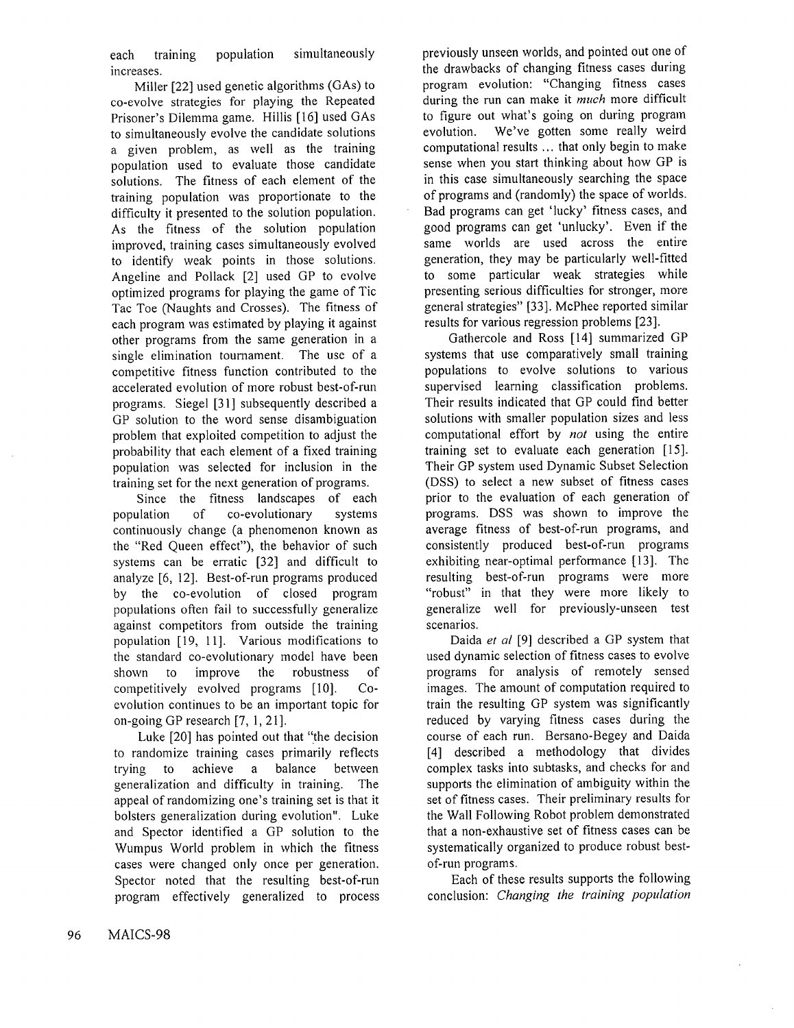each training population simultaneously increases.

Miller [22] used genetic algorithms (GAs) to co-evolve strategies for playing the Repeated Prisoner's Dilemma game. Hillis [16] used GAs to simultaneously evolve the candidate solutions a given problem, as well as the training population used to evaluate those candidate solutions. The fitness of each element of the training population was proportionate to the difficulty it presented to the solution population. As the fitness of the solution population improved, training cases simultaneously evolved to identify weak points in those solutions. Angeline and Pollack [2] used GP to evolve optimized programs for playing the game of Tic Tac Toe (Naughts and Crosses). The fitness of each program was estimated by playing it against other programs from the same generation in a single elimination tournament. The use of a competitive fitness function contributed to the accelerated evolution of more robust best-of-run programs. Siegel [31] subsequently described a GP solution to the word sense disambiguation problem that exploited competition to adjust the probability that each element of a fixed training population was selected for inclusion in the training set for the next generation of programs.

Since the fitness landscapes of each population of co-evolutionary systems continuously change (a phenomenon known as the "Red Queen effect"), the behavior of such systems can be erratic [32] and difficult to analyze [6, 12]. Best-of-run programs produced by the co-evolution of closed program populations often fail to successfully generalize against competitors from outside the training population [19, 11]. Various modifications to the standard co-evolutionary model have been shown to improve the robustness of competitively evolved programs [10]. Co-evolution continues to be an important topic for on-going GP research [7, 1, 21].

Luke [20] has pointed out that "the decision to randomize training cases primarily reflects trying to achieve a balance between generalization and difficulty in training. The appeal of randomizing one's training set is that it bolsters generalization during evolution". Luke and Spector identified a GP solution to the Wumpus World problem in which the fitness cases were changed only once per generation. Spector noted that the resulting best-of-run program effectively generalized to process previously unseen worlds, and pointed out one of the drawbacks of changing fitness cases during program evolution: "Changing fitness cases during the run can make it *much* more difficult to figure out what's going on during program evolution. We've gotten some really weird computational results ... that only begin to make sense when you start thinking about how GP is in this case simultaneously searching the space of programs and (randomly) the space of worlds. Bad programs can get 'lucky' fitness cases, and good programs can get 'unlucky'. Even if the same worlds are used across the entire generation, they may be particularly well-fitted to some particular weak strategies while presenting serious difficulties for stronger, more general strategies" [33]. McPhee reported similar results for various regression problems [23].

Gathercole and Ross [14] summarized GP systems that use comparatively small training populations to evolve solutions to various supervised learning classification problems. Their results indicated that GP could find better solutions with smaller population sizes and less computational effort by *not* using the entire training set to evaluate each generation [15]. Their GP system used Dynamic Subset Selection (DSS) to select a new subset of fitness cases prior to the evaluation of each generation of programs. DSS was shown to improve the average fitness of best-of-run programs, and consistently produced best-of-run programs exhibiting near-optimal performance [13]. The resulting best-of-run programs were more "robust" in that they were more likely to generalize well for previously-unseen test scenarios.

Daida *et al* [9] described a GP system that used dynamic selection of fitness cases to evolve programs for analysis of remotely sensed images. The amount of computation required to train the resulting GP system was significantly reduced by varying fitness cases during the course of each run. Bersano-Begey and Daida [4] described a methodology that divides complex tasks into subtasks, and checks for and supports the elimination of ambiguity within the set of fitness cases. Their preliminary results for the Wall Following Robot problem demonstrated that a non-exhaustive set of fitness cases can be systematically organized to produce robust best-of-run programs.

Each of these results supports the following conclusion: *Changing the training population*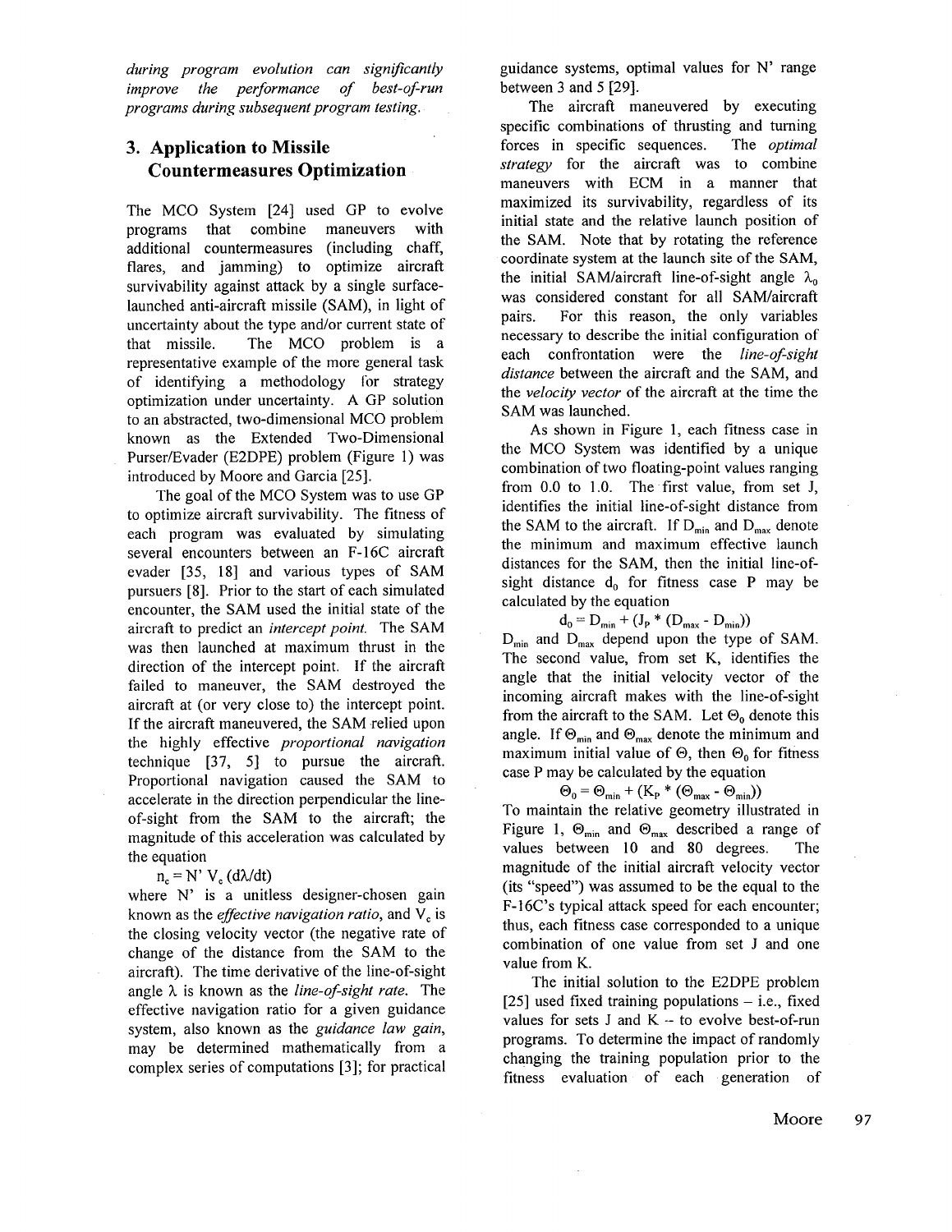*during program evolution can significantly improve the performance of best-of-run programs during subsequent program testing.*

## 3. Application to Missile Countermeasures Optimization

The MCO System [24] used GP to evolve programs that combine maneuvers with additional countermeasures (including chaff, flares, and jamming) to optimize aircraft survivability against attack by a single surface-launched anti-aircraft missile (SAM), in light of uncertainty about the type and/or current state of that missile. The MCO problem is a representative example of the more general task of identifying a methodology for strategy optimization under uncertainty. A GP solution to an abstracted, two-dimensional MCO problem known as the Extended Two-Dimensional Purser/Evader (E2DPE) problem (Figure 1) was introduced by Moore and Garcia [25].

The goal of the MCO System was to use GP to optimize aircraft survivability. The fitness of each program was evaluated by simulating several encounters between an F-16C aircraft evader [35, 18] and various types of SAM pursuers [8]. Prior to the start of each simulated encounter, the SAM used the initial state of the aircraft to predict an *intercept point*. The SAM was then launched at maximum thrust in the direction of the intercept point. If the aircraft failed to maneuver, the SAM destroyed the aircraft at (or very close to) the intercept point. If the aircraft maneuvered, the SAM relied upon the highly effective *proportional navigation* technique [37, 5] to pursue the aircraft. Proportional navigation caused the SAM to accelerate in the direction perpendicular the line-of-sight from the SAM to the aircraft; the magnitude of this acceleration was calculated by the equation

$$n_c = N' \, V_c \, (d\lambda/dt)$$

where N' is a unitless designer-chosen gain known as the *effective navigation ratio*, and $V_c$ is the closing velocity vector (the negative rate of change of the distance from the SAM to the aircraft). The time derivative of the line-of-sight angle $\lambda$ is known as the *line-of-sight rate*. The effective navigation ratio for a given guidance system, also known as the *guidance law gain*, may be determined mathematically from a complex series of computations [3]; for practical guidance systems, optimal values for N' range between 3 and 5 [29].

The aircraft maneuvered by executing specific combinations of thrusting and turning forces in specific sequences. The *optimal strategy* for the aircraft was to combine maneuvers with ECM in a manner that maximized its survivability, regardless of its initial state and the relative launch position of the SAM. Note that by rotating the reference coordinate system at the launch site of the SAM, the initial SAM/aircraft line-of-sight angle $\lambda_0$ was considered constant for all SAM/aircraft pairs. For this reason, the only variables necessary to describe the initial configuration of each confrontation were the *line-of-sight distance* between the aircraft and the SAM, and the *velocity vector* of the aircraft at the time the SAM was launched.

As shown in Figure 1, each fitness case in the MCO System was identified by a unique combination of two floating-point values ranging from 0.0 to 1.0. The first value, from set J, identifies the initial line-of-sight distance from the SAM to the aircraft. If $D_{min}$ and $D_{max}$ denote the minimum and maximum effective launch distances for the SAM, then the initial line-of-sight distance $d_0$ for fitness case P may be calculated by the equation

$$d_0 = D_{min} + (J_P * (D_{max} - D_{min}))$$

$D_{min}$ and $D_{max}$ depend upon the type of SAM. The second value, from set K, identifies the angle that the initial velocity vector of the incoming aircraft makes with the line-of-sight from the aircraft to the SAM. Let $\Theta_0$ denote this angle. If $\Theta_{min}$ and $\Theta_{max}$ denote the minimum and maximum initial value of $\Theta$, then $\Theta_0$ for fitness case P may be calculated by the equation

$$\Theta_0 = \Theta_{min} + (K_P * (\Theta_{max} - \Theta_{min}))$$

To maintain the relative geometry illustrated in Figure 1, $\Theta_{min}$ and $\Theta_{max}$ described a range of values between 10 and 80 degrees. The magnitude of the initial aircraft velocity vector (its "speed") was assumed to be the equal to the F-16C's typical attack speed for each encounter; thus, each fitness case corresponded to a unique combination of one value from set J and one value from K.

The initial solution to the E2DPE problem [25] used fixed training populations – i.e., fixed values for sets J and K -- to evolve best-of-run programs. To determine the impact of randomly changing the training population prior to the fitness evaluation of each generation of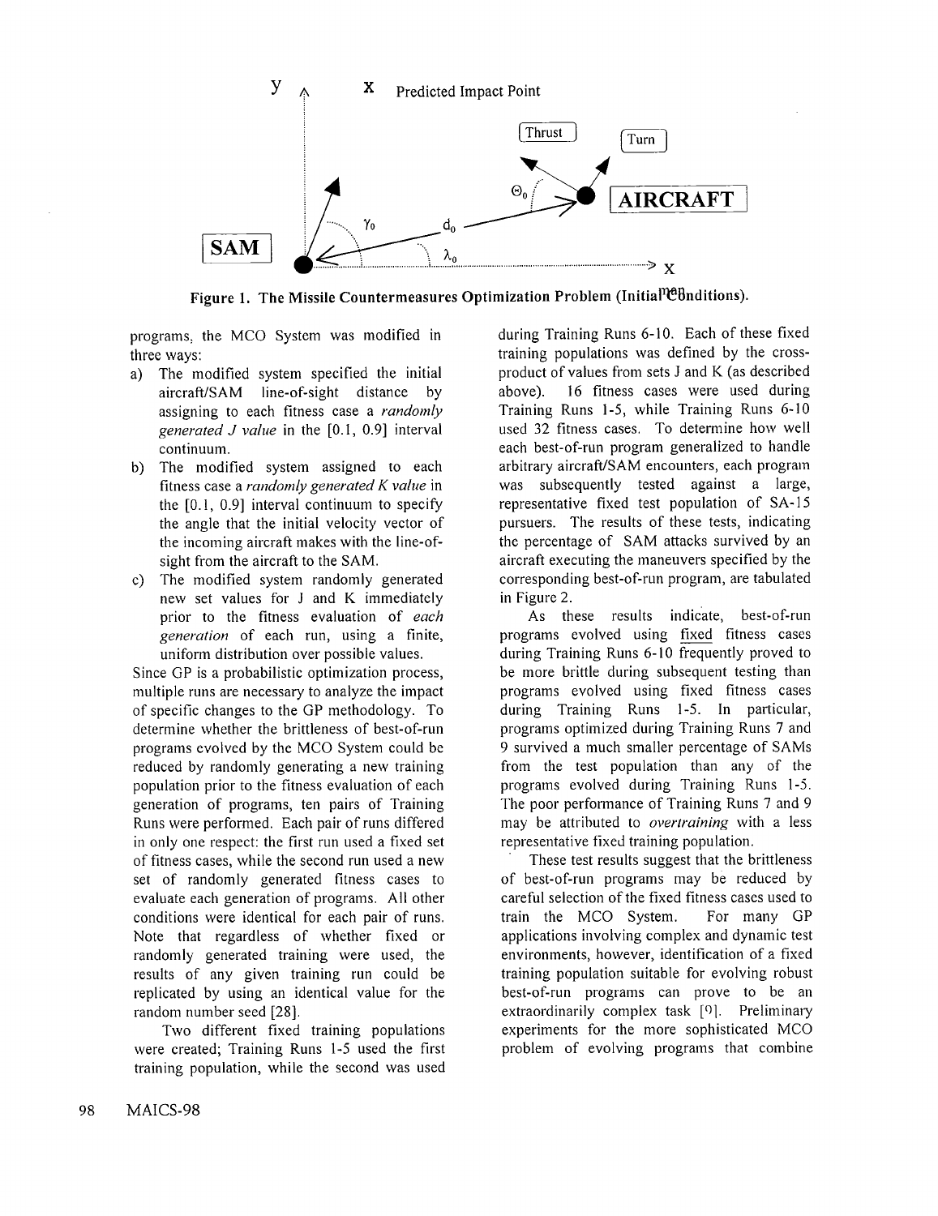**Figure 1. The Missile Countermeasures Optimization Problem (Initial Conditions).**

programs, the MCO System was modified in three ways:

a) The modified system specified the initial aircraft/SAM line-of-sight distance by assigning to each fitness case a *randomly generated J value* in the [0.1, 0.9] interval continuum.
b) The modified system assigned to each fitness case a *randomly generated K value* in the [0.1, 0.9] interval continuum to specify the angle that the initial velocity vector of the incoming aircraft makes with the line-of-sight from the aircraft to the SAM.
c) The modified system randomly generated new set values for J and K immediately prior to the fitness evaluation of *each generation* of each run, using a finite, uniform distribution over possible values.

Since GP is a probabilistic optimization process, multiple runs are necessary to analyze the impact of specific changes to the GP methodology. To determine whether the brittleness of best-of-run programs evolved by the MCO System could be reduced by randomly generating a new training population prior to the fitness evaluation of each generation of programs, ten pairs of Training Runs were performed. Each pair of runs differed in only one respect: the first run used a fixed set of fitness cases, while the second run used a new set of randomly generated fitness cases to evaluate each generation of programs. All other conditions were identical for each pair of runs. Note that regardless of whether fixed or randomly generated training were used, the results of any given training run could be replicated by using an identical value for the random number seed [28].

Two different fixed training populations were created; Training Runs 1-5 used the first training population, while the second was used during Training Runs 6-10. Each of these fixed training populations was defined by the cross-product of values from sets J and K (as described above). 16 fitness cases were used during Training Runs 1-5, while Training Runs 6-10 used 32 fitness cases. To determine how well each best-of-run program generalized to handle arbitrary aircraft/SAM encounters, each program was subsequently tested against a large, representative fixed test population of SA-15 pursuers. The results of these tests, indicating the percentage of SAM attacks survived by an aircraft executing the maneuvers specified by the corresponding best-of-run program, are tabulated in Figure 2.

As these results indicate, best-of-run programs evolved using fixed fitness cases during Training Runs 6-10 frequently proved to be more brittle during subsequent testing than programs evolved using fixed fitness cases during Training Runs 1-5. In particular, programs optimized during Training Runs 7 and 9 survived a much smaller percentage of SAMs from the test population than any of the programs evolved during Training Runs 1-5. The poor performance of Training Runs 7 and 9 may be attributed to *overtraining* with a less representative fixed training population.

These test results suggest that the brittleness of best-of-run programs may be reduced by careful selection of the fixed fitness cases used to train the MCO System. For many GP applications involving complex and dynamic test environments, however, identification of a fixed training population suitable for evolving robust best-of-run programs can prove to be an extraordinarily complex task [9]. Preliminary experiments for the more sophisticated MCO problem of evolving programs that combine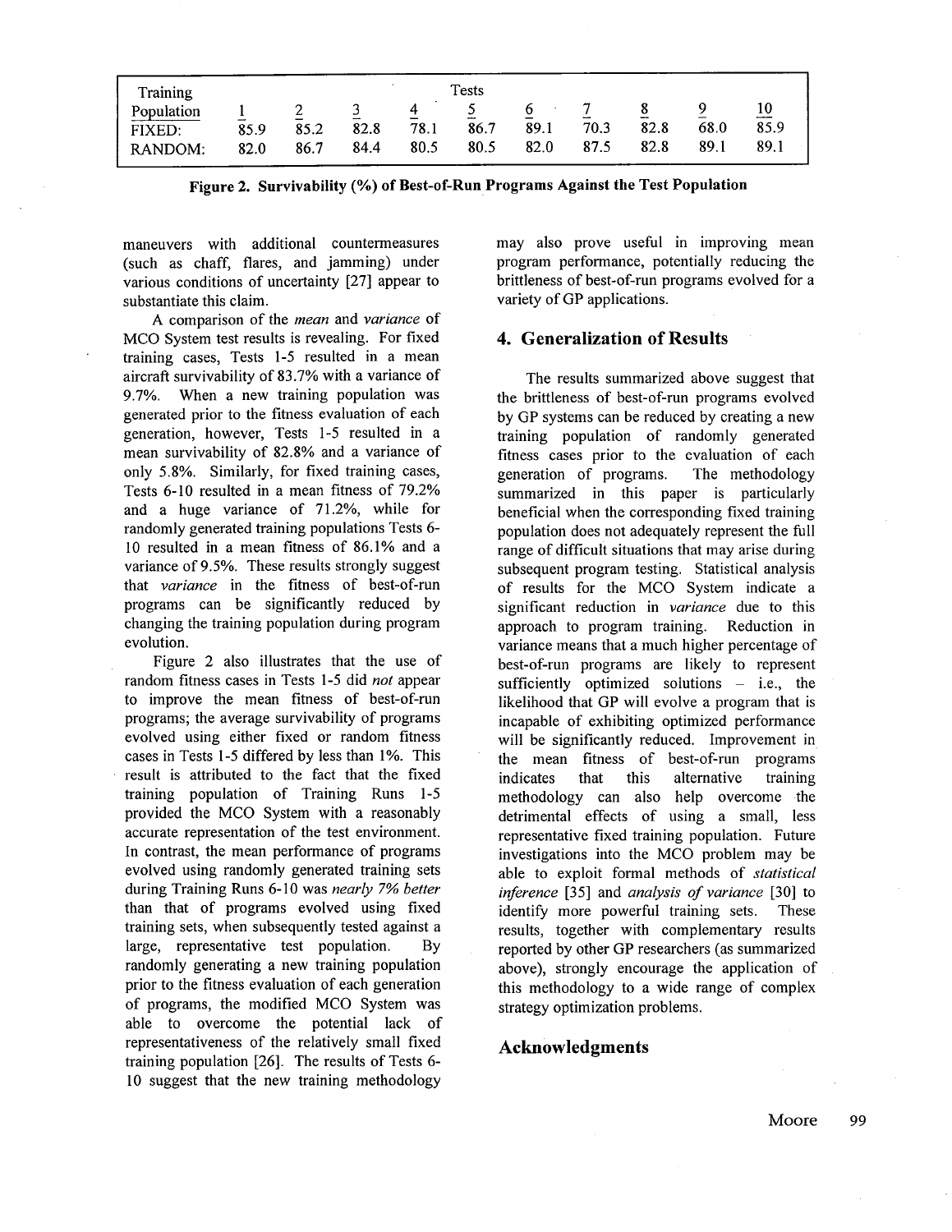| Training Population | Tests | | | | | | | | | |
|---|---|---|---|---|---|---|---|---|---|---|
| | 1 | 2 | 3 | 4 | 5 | 6 | 7 | 8 | 9 | 10 |
| FIXED: | 85.9 | 85.2 | 82.8 | 78.1 | 86.7 | 89.1 | 70.3 | 82.8 | 68.0 | 85.9 |
| RANDOM: | 82.0 | 86.7 | 84.4 | 80.5 | 80.5 | 82.0 | 87.5 | 82.8 | 89.1 | 89.1 |

**Figure 2. Survivability (%) of Best-of-Run Programs Against the Test Population**

maneuvers with additional countermeasures (such as chaff, flares, and jamming) under various conditions of uncertainty [27] appear to substantiate this claim.

A comparison of the *mean* and *variance* of MCO System test results is revealing. For fixed training cases, Tests 1-5 resulted in a mean aircraft survivability of 83.7% with a variance of 9.7%. When a new training population was generated prior to the fitness evaluation of each generation, however, Tests 1-5 resulted in a mean survivability of 82.8% and a variance of only 5.8%. Similarly, for fixed training cases, Tests 6-10 resulted in a mean fitness of 79.2% and a huge variance of 71.2%, while for randomly generated training populations Tests 6-10 resulted in a mean fitness of 86.1% and a variance of 9.5%. These results strongly suggest that *variance* in the fitness of best-of-run programs can be significantly reduced by changing the training population during program evolution.

Figure 2 also illustrates that the use of random fitness cases in Tests 1-5 did *not* appear to improve the mean fitness of best-of-run programs; the average survivability of programs evolved using either fixed or random fitness cases in Tests 1-5 differed by less than 1%. This result is attributed to the fact that the fixed training population of Training Runs 1-5 provided the MCO System with a reasonably accurate representation of the test environment. In contrast, the mean performance of programs evolved using randomly generated training sets during Training Runs 6-10 was *nearly 7% better* than that of programs evolved using fixed training sets, when subsequently tested against a large, representative test population. By randomly generating a new training population prior to the fitness evaluation of each generation of programs, the modified MCO System was able to overcome the potential lack of representativeness of the relatively small fixed training population [26]. The results of Tests 6-10 suggest that the new training methodology may also prove useful in improving mean program performance, potentially reducing the brittleness of best-of-run programs evolved for a variety of GP applications.

## 4. Generalization of Results

The results summarized above suggest that the brittleness of best-of-run programs evolved by GP systems can be reduced by creating a new training population of randomly generated fitness cases prior to the evaluation of each generation of programs. The methodology summarized in this paper is particularly beneficial when the corresponding fixed training population does not adequately represent the full range of difficult situations that may arise during subsequent program testing. Statistical analysis of results for the MCO System indicate a significant reduction in *variance* due to this approach to program training. Reduction in variance means that a much higher percentage of best-of-run programs are likely to represent sufficiently optimized solutions – i.e., the likelihood that GP will evolve a program that is incapable of exhibiting optimized performance will be significantly reduced. Improvement in the mean fitness of best-of-run programs indicates that this alternative training methodology can also help overcome the detrimental effects of using a small, less representative fixed training population. Future investigations into the MCO problem may be able to exploit formal methods of *statistical inference* [35] and *analysis of variance* [30] to identify more powerful training sets. These results, together with complementary results reported by other GP researchers (as summarized above), strongly encourage the application of this methodology to a wide range of complex strategy optimization problems.

## Acknowledgments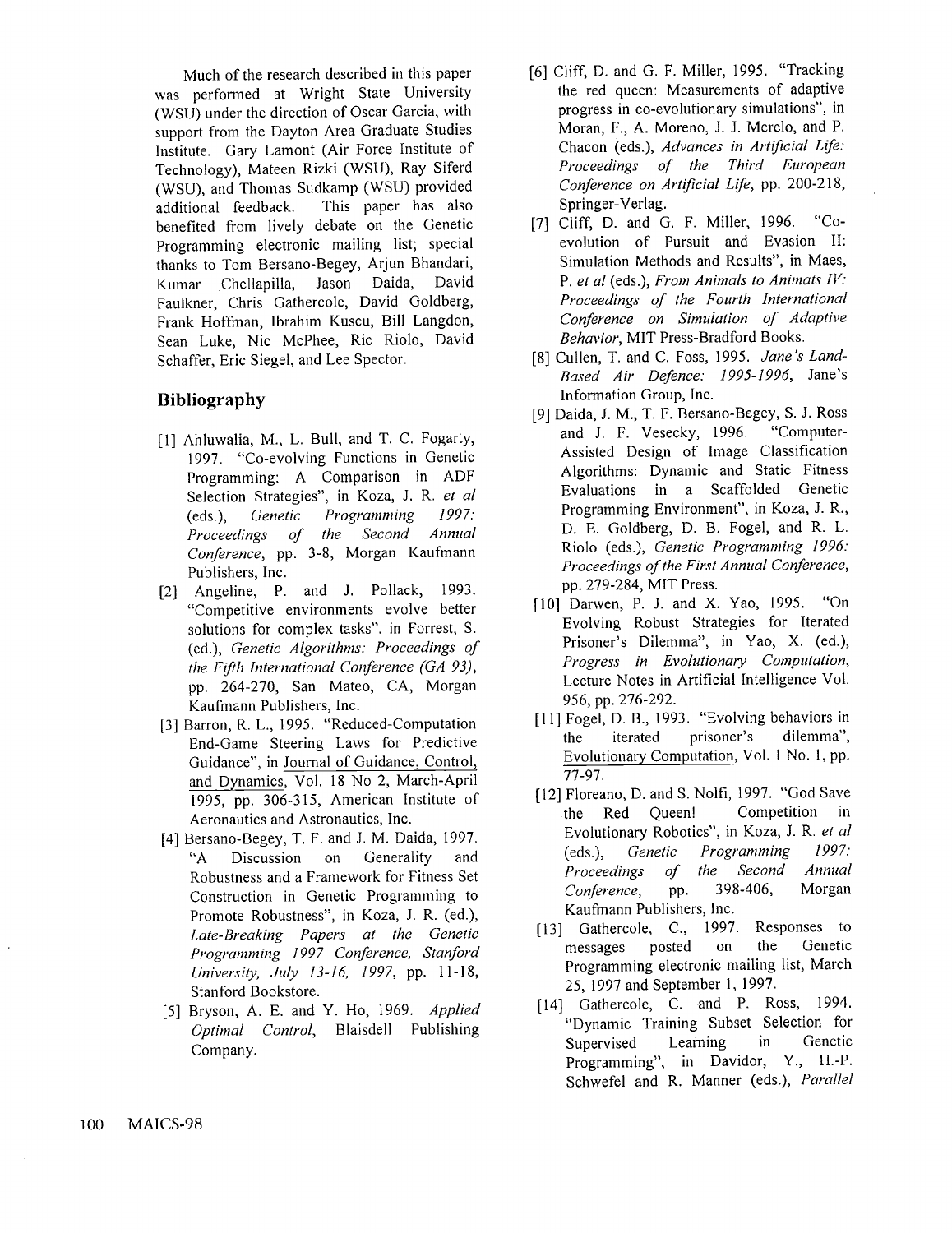Much of the research described in this paper was performed at Wright State University (WSU) under the direction of Oscar Garcia, with support from the Dayton Area Graduate Studies Institute. Gary Lamont (Air Force Institute of Technology), Mateen Rizki (WSU), Ray Siferd (WSU), and Thomas Sudkamp (WSU) provided additional feedback. This paper has also benefited from lively debate on the Genetic Programming electronic mailing list; special thanks to Tom Bersano-Begey, Arjun Bhandari, Kumar Chellapilla, Jason Daida, David Faulkner, Chris Gathercole, David Goldberg, Frank Hoffman, Ibrahim Kuscu, Bill Langdon, Sean Luke, Nic McPhee, Ric Riolo, David Schaffer, Eric Siegel, and Lee Spector.

## Bibliography

[1] Ahluwalia, M., L. Bull, and T. C. Fogarty, 1997. "Co-evolving Functions in Genetic Programming: A Comparison in ADF Selection Strategies", in Koza, J. R. *et al* (eds.), *Genetic Programming 1997: Proceedings of the Second Annual Conference*, pp. 3-8, Morgan Kaufmann Publishers, Inc.

[2] Angeline, P. and J. Pollack, 1993. "Competitive environments evolve better solutions for complex tasks", in Forrest, S. (ed.), *Genetic Algorithms: Proceedings of the Fifth International Conference (GA 93)*, pp. 264-270, San Mateo, CA, Morgan Kaufmann Publishers, Inc.

[3] Barron, R. L., 1995. "Reduced-Computation End-Game Steering Laws for Predictive Guidance", in Journal of Guidance, Control, and Dynamics, Vol. 18 No 2, March-April 1995, pp. 306-315, American Institute of Aeronautics and Astronautics, Inc.

[4] Bersano-Begey, T. F. and J. M. Daida, 1997. "A Discussion on Generality and Robustness and a Framework for Fitness Set Construction in Genetic Programming to Promote Robustness", in Koza, J. R. (ed.), *Late-Breaking Papers at the Genetic Programming 1997 Conference, Stanford University, July 13-16, 1997*, pp. 11-18, Stanford Bookstore.

[5] Bryson, A. E. and Y. Ho, 1969. *Applied Optimal Control*, Blaisdell Publishing Company.

[6] Cliff, D. and G. F. Miller, 1995. "Tracking the red queen: Measurements of adaptive progress in co-evolutionary simulations", in Moran, F., A. Moreno, J. J. Merelo, and P. Chacon (eds.), *Advances in Artificial Life: Proceedings of the Third European Conference on Artificial Life*, pp. 200-218, Springer-Verlag.

[7] Cliff, D. and G. F. Miller, 1996. "Co-evolution of Pursuit and Evasion II: Simulation Methods and Results", in Maes, P. *et al* (eds.), *From Animals to Animats IV: Proceedings of the Fourth International Conference on Simulation of Adaptive Behavior*, MIT Press-Bradford Books.

[8] Cullen, T. and C. Foss, 1995. *Jane's Land-Based Air Defence: 1995-1996*, Jane's Information Group, Inc.

[9] Daida, J. M., T. F. Bersano-Begey, S. J. Ross and J. F. Vesecky, 1996. "Computer-Assisted Design of Image Classification Algorithms: Dynamic and Static Fitness Evaluations in a Scaffolded Genetic Programming Environment", in Koza, J. R., D. E. Goldberg, D. B. Fogel, and R. L. Riolo (eds.), *Genetic Programming 1996: Proceedings of the First Annual Conference*, pp. 279-284, MIT Press.

[10] Darwen, P. J. and X. Yao, 1995. "On Evolving Robust Strategies for Iterated Prisoner's Dilemma", in Yao, X. (ed.), *Progress in Evolutionary Computation*, Lecture Notes in Artificial Intelligence Vol. 956, pp. 276-292.

[11] Fogel, D. B., 1993. "Evolving behaviors in the iterated prisoner's dilemma", Evolutionary Computation, Vol. 1 No. 1, pp. 77-97.

[12] Floreano, D. and S. Nolfi, 1997. "God Save the Red Queen! Competition in Evolutionary Robotics", in Koza, J. R. *et al* (eds.), *Genetic Programming 1997: Proceedings of the Second Annual Conference*, pp. 398-406, Morgan Kaufmann Publishers, Inc.

[13] Gathercole, C., 1997. Responses to messages posted on the Genetic Programming electronic mailing list, March 25, 1997 and September 1, 1997.

[14] Gathercole, C. and P. Ross, 1994. "Dynamic Training Subset Selection for Supervised Learning in Genetic Programming", in Davidor, Y., H.-P. Schwefel and R. Manner (eds.), *Parallel*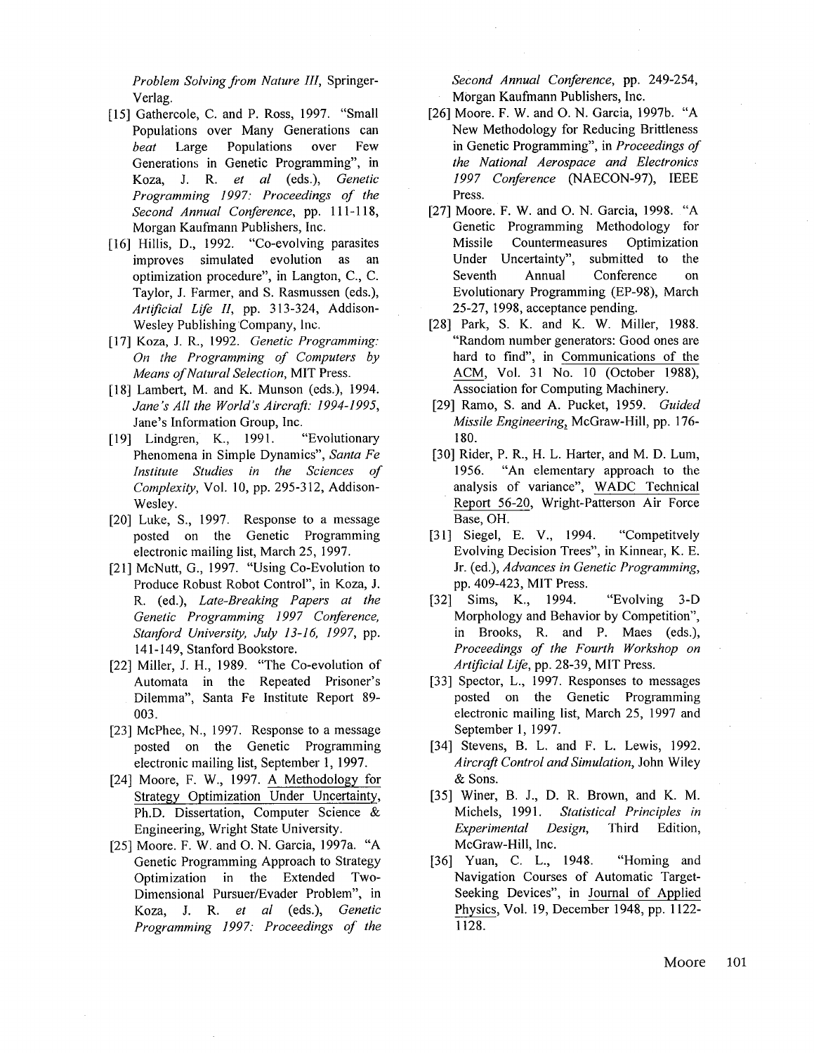*Problem Solving from Nature III*, Springer-Verlag.

[15] Gathercole, C. and P. Ross, 1997. "Small Populations over Many Generations can *beat* Large Populations over Few Generations in Genetic Programming", in Koza, J. R. *et al* (eds.), *Genetic Programming 1997: Proceedings of the Second Annual Conference*, pp. 111-118, Morgan Kaufmann Publishers, Inc.

[16] Hillis, D., 1992. "Co-evolving parasites improves simulated evolution as an optimization procedure", in Langton, C., C. Taylor, J. Farmer, and S. Rasmussen (eds.), *Artificial Life II*, pp. 313-324, Addison-Wesley Publishing Company, Inc.

[17] Koza, J. R., 1992. *Genetic Programming: On the Programming of Computers by Means of Natural Selection*, MIT Press.

[18] Lambert, M. and K. Munson (eds.), 1994. *Jane's All the World's Aircraft: 1994-1995*, Jane's Information Group, Inc.

[19] Lindgren, K., 1991. "Evolutionary Phenomena in Simple Dynamics", *Santa Fe Institute Studies in the Sciences of Complexity*, Vol. 10, pp. 295-312, Addison-Wesley.

[20] Luke, S., 1997. Response to a message posted on the Genetic Programming electronic mailing list, March 25, 1997.

[21] McNutt, G., 1997. "Using Co-Evolution to Produce Robust Robot Control", in Koza, J. R. (ed.), *Late-Breaking Papers at the Genetic Programming 1997 Conference, Stanford University, July 13-16, 1997*, pp. 141-149, Stanford Bookstore.

[22] Miller, J. H., 1989. "The Co-evolution of Automata in the Repeated Prisoner's Dilemma", Santa Fe Institute Report 89-003.

[23] McPhee, N., 1997. Response to a message posted on the Genetic Programming electronic mailing list, September 1, 1997.

[24] Moore, F. W., 1997. A Methodology for Strategy Optimization Under Uncertainty, Ph.D. Dissertation, Computer Science & Engineering, Wright State University.

[25] Moore. F. W. and O. N. Garcia, 1997a. "A Genetic Programming Approach to Strategy Optimization in the Extended Two-Dimensional Pursuer/Evader Problem", in Koza, J. R. *et al* (eds.), *Genetic Programming 1997: Proceedings of the Second Annual Conference*, pp. 249-254, Morgan Kaufmann Publishers, Inc.

[26] Moore. F. W. and O. N. Garcia, 1997b. "A New Methodology for Reducing Brittleness in Genetic Programming", in *Proceedings of the National Aerospace and Electronics 1997 Conference* (NAECON-97), IEEE Press.

[27] Moore. F. W. and O. N. Garcia, 1998. "A Genetic Programming Methodology for Missile Countermeasures Optimization Under Uncertainty", submitted to the Seventh Annual Conference on Evolutionary Programming (EP-98), March 25-27, 1998, acceptance pending.

[28] Park, S. K. and K. W. Miller, 1988. "Random number generators: Good ones are hard to find", in Communications of the ACM, Vol. 31 No. 10 (October 1988), Association for Computing Machinery.

[29] Ramo, S. and A. Pucket, 1959. *Guided Missile Engineering*, McGraw-Hill, pp. 176-180.

[30] Rider, P. R., H. L. Harter, and M. D. Lum, 1956. "An elementary approach to the analysis of variance", WADC Technical Report 56-20, Wright-Patterson Air Force Base, OH.

[31] Siegel, E. V., 1994. "Competitvely Evolving Decision Trees", in Kinnear, K. E. Jr. (ed.), *Advances in Genetic Programming*, pp. 409-423, MIT Press.

[32] Sims, K., 1994. "Evolving 3-D Morphology and Behavior by Competition", in Brooks, R. and P. Maes (eds.), *Proceedings of the Fourth Workshop on Artificial Life*, pp. 28-39, MIT Press.

[33] Spector, L., 1997. Responses to messages posted on the Genetic Programming electronic mailing list, March 25, 1997 and September 1, 1997.

[34] Stevens, B. L. and F. L. Lewis, 1992. *Aircraft Control and Simulation*, John Wiley & Sons.

[35] Winer, B. J., D. R. Brown, and K. M. Michels, 1991. *Statistical Principles in Experimental Design*, Third Edition, McGraw-Hill, Inc.

[36] Yuan, C. L., 1948. "Homing and Navigation Courses of Automatic Target-Seeking Devices", in Journal of Applied Physics, Vol. 19, December 1948, pp. 1122-1128.